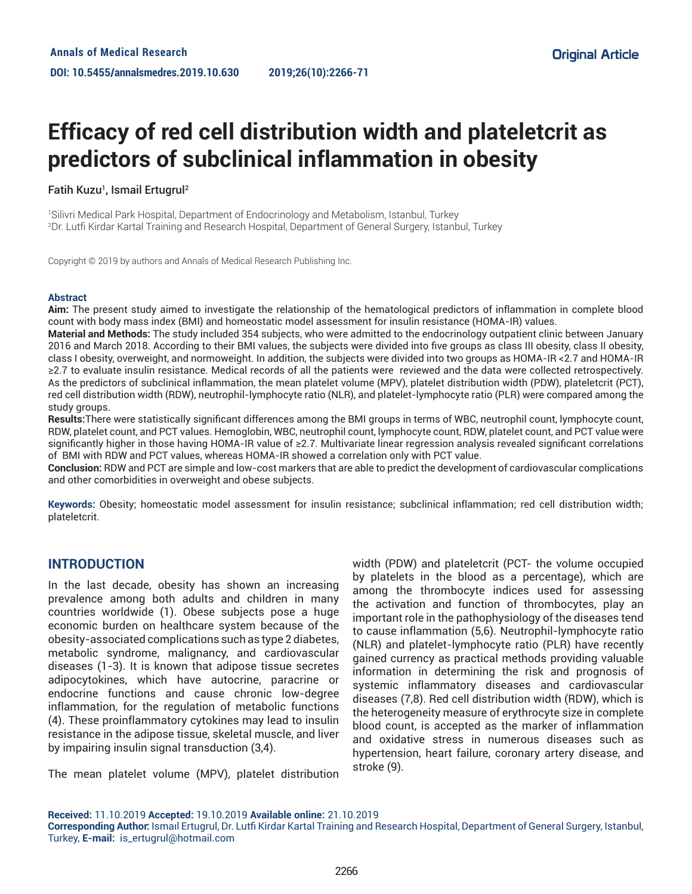Annals of Medical Research

DOI: 10.5455/annalsmedres.2019.10.630

2019;26(10):2266-71

Original Article

# Efficacy of red cell distribution width and plateletcrit as predictors of subclinical inflammation in obesity

Fatih Kuzu[1], Ismail Ertugrul[2]

[1]Silivri Medical Park Hospital, Department of Endocrinology and Metabolism, Istanbul, Turkey
[2]Dr. Lutfi Kirdar Kartal Training and Research Hospital, Department of General Surgery, Istanbul, Turkey

Copyright © 2019 by authors and Annals of Medical Research Publishing Inc.

## Abstract

**Aim:** The present study aimed to investigate the relationship of the hematological predictors of inflammation in complete blood count with body mass index (BMI) and homeostatic model assessment for insulin resistance (HOMA-IR) values.

**Material and Methods:** The study included 354 subjects, who were admitted to the endocrinology outpatient clinic between January 2016 and March 2018. According to their BMI values, the subjects were divided into five groups as class III obesity, class II obesity, class I obesity, overweight, and normoweight. In addition, the subjects were divided into two groups as HOMA-IR <2.7 and HOMA-IR ≥2.7 to evaluate insulin resistance. Medical records of all the patients were reviewed and the data were collected retrospectively. As the predictors of subclinical inflammation, the mean platelet volume (MPV), platelet distribution width (PDW), plateletcrit (PCT), red cell distribution width (RDW), neutrophil-lymphocyte ratio (NLR), and platelet-lymphocyte ratio (PLR) were compared among the study groups.

**Results:** There were statistically significant differences among the BMI groups in terms of WBC, neutrophil count, lymphocyte count, RDW, platelet count, and PCT values. Hemoglobin, WBC, neutrophil count, lymphocyte count, RDW, platelet count, and PCT value were significantly higher in those having HOMA-IR value of ≥2.7. Multivariate linear regression analysis revealed significant correlations of BMI with RDW and PCT values, whereas HOMA-IR showed a correlation only with PCT value.

**Conclusion:** RDW and PCT are simple and low-cost markers that are able to predict the development of cardiovascular complications and other comorbidities in overweight and obese subjects.

**Keywords:** Obesity; homeostatic model assessment for insulin resistance; subclinical inflammation; red cell distribution width; plateletcrit.

## INTRODUCTION

In the last decade, obesity has shown an increasing prevalence among both adults and children in many countries worldwide (1). Obese subjects pose a huge economic burden on healthcare system because of the obesity-associated complications such as type 2 diabetes, metabolic syndrome, malignancy, and cardiovascular diseases (1-3). It is known that adipose tissue secretes adipocytokines, which have autocrine, paracrine or endocrine functions and cause chronic low-degree inflammation, for the regulation of metabolic functions (4). These proinflammatory cytokines may lead to insulin resistance in the adipose tissue, skeletal muscle, and liver by impairing insulin signal transduction (3,4).

The mean platelet volume (MPV), platelet distribution width (PDW) and plateletcrit (PCT- the volume occupied by platelets in the blood as a percentage), which are among the thrombocyte indices used for assessing the activation and function of thrombocytes, play an important role in the pathophysiology of the diseases tend to cause inflammation (5,6). Neutrophil-lymphocyte ratio (NLR) and platelet-lymphocyte ratio (PLR) have recently gained currency as practical methods providing valuable information in determining the risk and prognosis of systemic inflammatory diseases and cardiovascular diseases (7,8). Red cell distribution width (RDW), which is the heterogeneity measure of erythrocyte size in complete blood count, is accepted as the marker of inflammation and oxidative stress in numerous diseases such as hypertension, heart failure, coronary artery disease, and stroke (9).

**Received:** 11.10.2019 **Accepted:** 19.10.2019 **Available online:** 21.10.2019
**Corresponding Author:** Ismail Ertugrul, Dr. Lutfi Kirdar Kartal Training and Research Hospital, Department of General Surgery, Istanbul, Turkey, **E-mail:** is_ertugrul@hotmail.com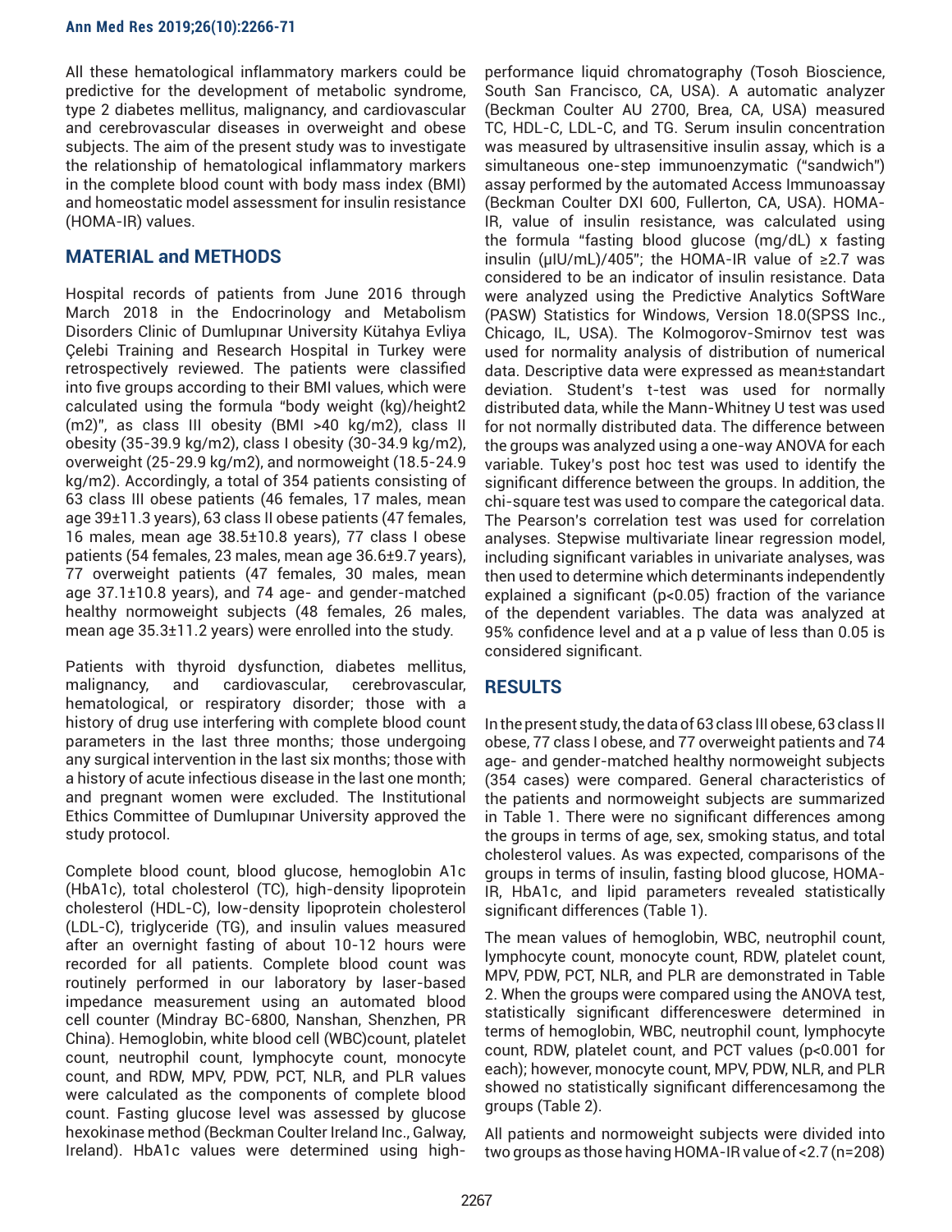All these hematological inflammatory markers could be predictive for the development of metabolic syndrome, type 2 diabetes mellitus, malignancy, and cardiovascular and cerebrovascular diseases in overweight and obese subjects. The aim of the present study was to investigate the relationship of hematological inflammatory markers in the complete blood count with body mass index (BMI) and homeostatic model assessment for insulin resistance (HOMA-IR) values.

## MATERIAL and METHODS

Hospital records of patients from June 2016 through March 2018 in the Endocrinology and Metabolism Disorders Clinic of Dumlupınar University Kütahya Evliya Çelebi Training and Research Hospital in Turkey were retrospectively reviewed. The patients were classified into five groups according to their BMI values, which were calculated using the formula "body weight (kg)/height2 (m2)", as class III obesity (BMI >40 kg/m2), class II obesity (35-39.9 kg/m2), class I obesity (30-34.9 kg/m2), overweight (25-29.9 kg/m2), and normoweight (18.5-24.9 kg/m2). Accordingly, a total of 354 patients consisting of 63 class III obese patients (46 females, 17 males, mean age 39±11.3 years), 63 class II obese patients (47 females, 16 males, mean age 38.5±10.8 years), 77 class I obese patients (54 females, 23 males, mean age 36.6±9.7 years), 77 overweight patients (47 females, 30 males, mean age 37.1±10.8 years), and 74 age- and gender-matched healthy normoweight subjects (48 females, 26 males, mean age 35.3±11.2 years) were enrolled into the study.

Patients with thyroid dysfunction, diabetes mellitus, malignancy, and cardiovascular, cerebrovascular, hematological, or respiratory disorder; those with a history of drug use interfering with complete blood count parameters in the last three months; those undergoing any surgical intervention in the last six months; those with a history of acute infectious disease in the last one month; and pregnant women were excluded. The Institutional Ethics Committee of Dumlupınar University approved the study protocol.

Complete blood count, blood glucose, hemoglobin A1c (HbA1c), total cholesterol (TC), high-density lipoprotein cholesterol (HDL-C), low-density lipoprotein cholesterol (LDL-C), triglyceride (TG), and insulin values measured after an overnight fasting of about 10-12 hours were recorded for all patients. Complete blood count was routinely performed in our laboratory by laser-based impedance measurement using an automated blood cell counter (Mindray BC-6800, Nanshan, Shenzhen, PR China). Hemoglobin, white blood cell (WBC)count, platelet count, neutrophil count, lymphocyte count, monocyte count, and RDW, MPV, PDW, PCT, NLR, and PLR values were calculated as the components of complete blood count. Fasting glucose level was assessed by glucose hexokinase method (Beckman Coulter Ireland Inc., Galway, Ireland). HbA1c values were determined using high-performance liquid chromatography (Tosoh Bioscience, South San Francisco, CA, USA). A automatic analyzer (Beckman Coulter AU 2700, Brea, CA, USA) measured TC, HDL-C, LDL-C, and TG. Serum insulin concentration was measured by ultrasensitive insulin assay, which is a simultaneous one-step immunoenzymatic ("sandwich") assay performed by the automated Access Immunoassay (Beckman Coulter DXI 600, Fullerton, CA, USA). HOMA-IR, value of insulin resistance, was calculated using the formula "fasting blood glucose (mg/dL) x fasting insulin (μIU/mL)/405"; the HOMA-IR value of ≥2.7 was considered to be an indicator of insulin resistance. Data were analyzed using the Predictive Analytics SoftWare (PASW) Statistics for Windows, Version 18.0(SPSS Inc., Chicago, IL, USA). The Kolmogorov-Smirnov test was used for normality analysis of distribution of numerical data. Descriptive data were expressed as mean±standart deviation. Student's t-test was used for normally distributed data, while the Mann-Whitney U test was used for not normally distributed data. The difference between the groups was analyzed using a one-way ANOVA for each variable. Tukey's post hoc test was used to identify the significant difference between the groups. In addition, the chi-square test was used to compare the categorical data. The Pearson's correlation test was used for correlation analyses. Stepwise multivariate linear regression model, including significant variables in univariate analyses, was then used to determine which determinants independently explained a significant ($p<0.05$) fraction of the variance of the dependent variables. The data was analyzed at 95% confidence level and at a p value of less than 0.05 is considered significant.

## RESULTS

In the present study, the data of 63 class III obese, 63 class II obese, 77 class I obese, and 77 overweight patients and 74 age- and gender-matched healthy normoweight subjects (354 cases) were compared. General characteristics of the patients and normoweight subjects are summarized in Table 1. There were no significant differences among the groups in terms of age, sex, smoking status, and total cholesterol values. As was expected, comparisons of the groups in terms of insulin, fasting blood glucose, HOMA-IR, HbA1c, and lipid parameters revealed statistically significant differences (Table 1).

The mean values of hemoglobin, WBC, neutrophil count, lymphocyte count, monocyte count, RDW, platelet count, MPV, PDW, PCT, NLR, and PLR are demonstrated in Table 2. When the groups were compared using the ANOVA test, statistically significant differenceswere determined in terms of hemoglobin, WBC, neutrophil count, lymphocyte count, RDW, platelet count, and PCT values ($p<0.001$ for each); however, monocyte count, MPV, PDW, NLR, and PLR showed no statistically significant differencesamong the groups (Table 2).

All patients and normoweight subjects were divided into two groups as those having HOMA-IR value of <2.7 (n=208)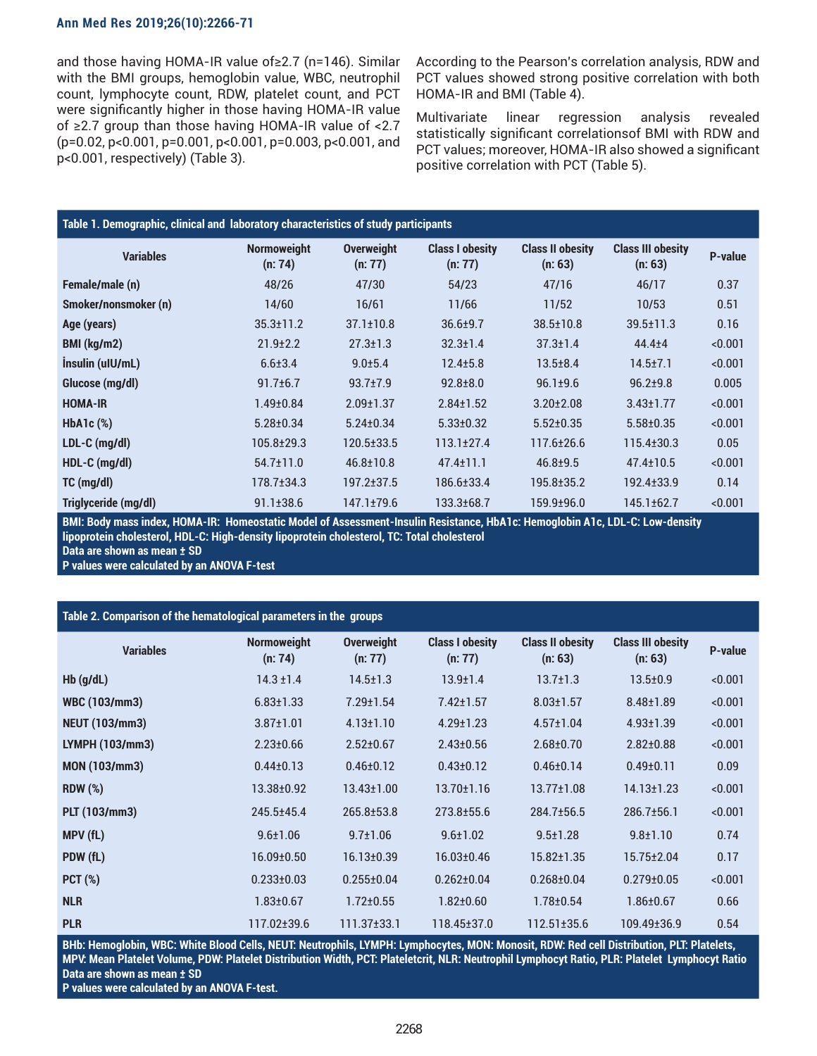and those having HOMA-IR value of≥2.7 (n=146). Similar with the BMI groups, hemoglobin value, WBC, neutrophil count, lymphocyte count, RDW, platelet count, and PCT were significantly higher in those having HOMA-IR value of ≥2.7 group than those having HOMA-IR value of <2.7 (p=0.02, p<0.001, p=0.001, p<0.001, p=0.003, p<0.001, and p<0.001, respectively) (Table 3).

According to the Pearson's correlation analysis, RDW and PCT values showed strong positive correlation with both HOMA-IR and BMI (Table 4).

Multivariate linear regression analysis revealed statistically significant correlationsof BMI with RDW and PCT values; moreover, HOMA-IR also showed a significant positive correlation with PCT (Table 5).

**Table 1. Demographic, clinical and laboratory characteristics of study participants**

| Variables | Normoweight (n: 74) | Overweight (n: 77) | Class I obesity (n: 77) | Class II obesity (n: 63) | Class III obesity (n: 63) | P-value |
|---|---|---|---|---|---|---|
| Female/male (n) | 48/26 | 47/30 | 54/23 | 47/16 | 46/17 | 0.37 |
| Smoker/nonsmoker (n) | 14/60 | 16/61 | 11/66 | 11/52 | 10/53 | 0.51 |
| Age (years) | 35.3±11.2 | 37.1±10.8 | 36.6±9.7 | 38.5±10.8 | 39.5±11.3 | 0.16 |
| BMI (kg/m2) | 21.9±2.2 | 27.3±1.3 | 32.3±1.4 | 37.3±1.4 | 44.4±4 | <0.001 |
| İnsulin (uIU/mL) | 6.6±3.4 | 9.0±5.4 | 12.4±5.8 | 13.5±8.4 | 14.5±7.1 | <0.001 |
| Glucose (mg/dl) | 91.7±6.7 | 93.7±7.9 | 92.8±8.0 | 96.1±9.6 | 96.2±9.8 | 0.005 |
| HOMA-IR | 1.49±0.84 | 2.09±1.37 | 2.84±1.52 | 3.20±2.08 | 3.43±1.77 | <0.001 |
| HbA1c (%) | 5.28±0.34 | 5.24±0.34 | 5.33±0.32 | 5.52±0.35 | 5.58±0.35 | <0.001 |
| LDL-C (mg/dl) | 105.8±29.3 | 120.5±33.5 | 113.1±27.4 | 117.6±26.6 | 115.4±30.3 | 0.05 |
| HDL-C (mg/dl) | 54.7±11.0 | 46.8±10.8 | 47.4±11.1 | 46.8±9.5 | 47.4±10.5 | <0.001 |
| TC (mg/dl) | 178.7±34.3 | 197.2±37.5 | 186.6±33.4 | 195.8±35.2 | 192.4±33.9 | 0.14 |
| Triglyceride (mg/dl) | 91.1±38.6 | 147.1±79.6 | 133.3±68.7 | 159.9±96.0 | 145.1±62.7 | <0.001 |

BMI: Body mass index, HOMA-IR: Homeostatic Model of Assessment-Insulin Resistance, HbA1c: Hemoglobin A1c, LDL-C: Low-density lipoprotein cholesterol, HDL-C: High-density lipoprotein cholesterol, TC: Total cholesterol
Data are shown as mean ± SD
P values were calculated by an ANOVA F-test

**Table 2. Comparison of the hematological parameters in the groups**

| Variables | Normoweight (n: 74) | Overweight (n: 77) | Class I obesity (n: 77) | Class II obesity (n: 63) | Class III obesity (n: 63) | P-value |
|---|---|---|---|---|---|---|
| Hb (g/dL) | 14.3 ±1.4 | 14.5±1.3 | 13.9±1.4 | 13.7±1.3 | 13.5±0.9 | <0.001 |
| WBC (103/mm3) | 6.83±1.33 | 7.29±1.54 | 7.42±1.57 | 8.03±1.57 | 8.48±1.89 | <0.001 |
| NEUT (103/mm3) | 3.87±1.01 | 4.13±1.10 | 4.29±1.23 | 4.57±1.04 | 4.93±1.39 | <0.001 |
| LYMPH (103/mm3) | 2.23±0.66 | 2.52±0.67 | 2.43±0.56 | 2.68±0.70 | 2.82±0.88 | <0.001 |
| MON (103/mm3) | 0.44±0.13 | 0.46±0.12 | 0.43±0.12 | 0.46±0.14 | 0.49±0.11 | 0.09 |
| RDW (%) | 13.38±0.92 | 13.43±1.00 | 13.70±1.16 | 13.77±1.08 | 14.13±1.23 | <0.001 |
| PLT (103/mm3) | 245.5±45.4 | 265.8±53.8 | 273.8±55.6 | 284.7±56.5 | 286.7±56.1 | <0.001 |
| MPV (fL) | 9.6±1.06 | 9.7±1.06 | 9.6±1.02 | 9.5±1.28 | 9.8±1.10 | 0.74 |
| PDW (fL) | 16.09±0.50 | 16.13±0.39 | 16.03±0.46 | 15.82±1.35 | 15.75±2.04 | 0.17 |
| PCT (%) | 0.233±0.03 | 0.255±0.04 | 0.262±0.04 | 0.268±0.04 | 0.279±0.05 | <0.001 |
| NLR | 1.83±0.67 | 1.72±0.55 | 1.82±0.60 | 1.78±0.54 | 1.86±0.67 | 0.66 |
| PLR | 117.02±39.6 | 111.37±33.1 | 118.45±37.0 | 112.51±35.6 | 109.49±36.9 | 0.54 |

BHb: Hemoglobin, WBC: White Blood Cells, NEUT: Neutrophils, LYMPH: Lymphocytes, MON: Monosit, RDW: Red cell Distribution, PLT: Platelets, MPV: Mean Platelet Volume, PDW: Platelet Distribution Width, PCT: Plateletcrit, NLR: Neutrophil Lymphocyt Ratio, PLR: Platelet Lymphocyt Ratio
Data are shown as mean ± SD
P values were calculated by an ANOVA F-test.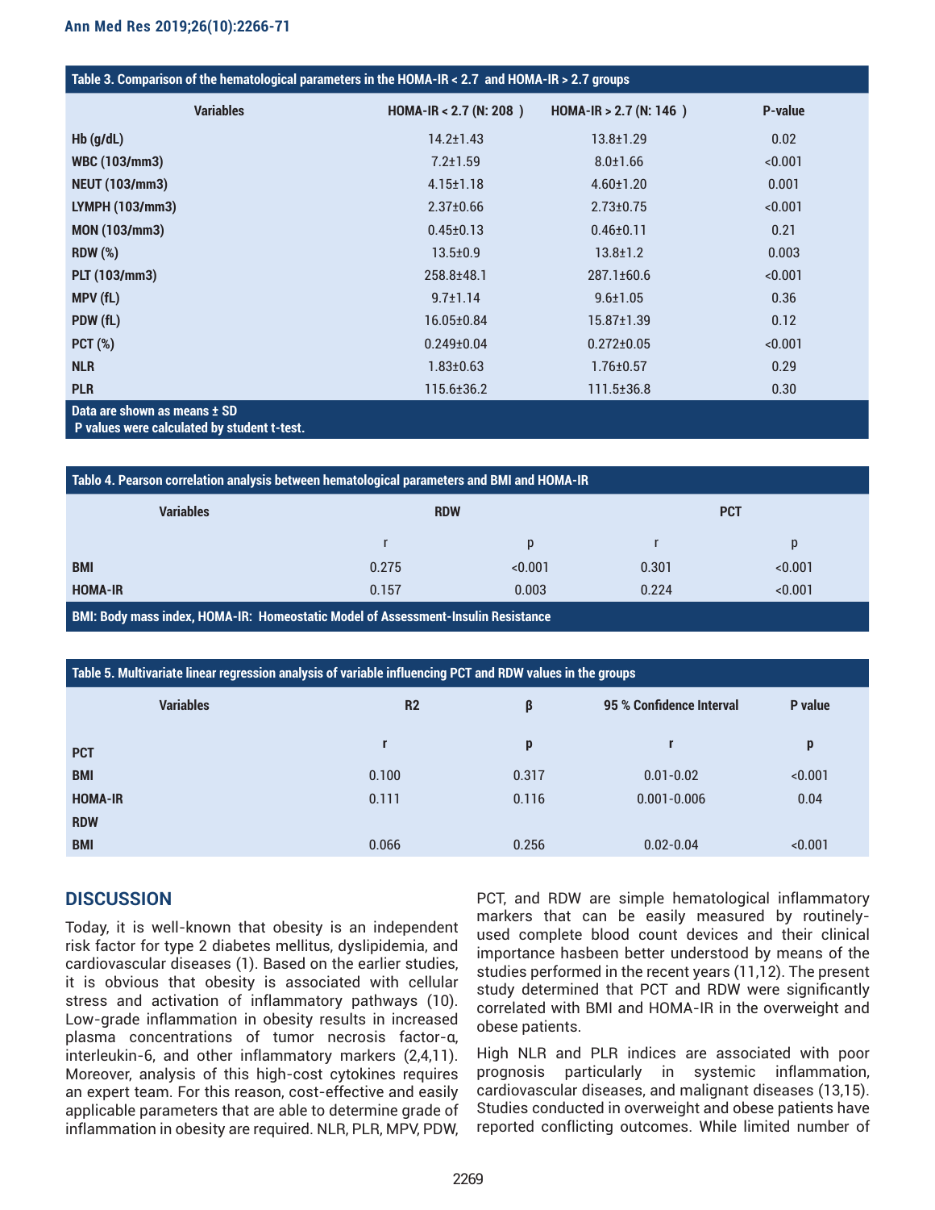**Table 3. Comparison of the hematological parameters in the HOMA-IR < 2.7 and HOMA-IR > 2.7 groups**

| Variables | HOMA-IR < 2.7 (N: 208 ) | HOMA-IR > 2.7 (N: 146 ) | P-value |
|---|---|---|---|
| Hb (g/dL) | 14.2±1.43 | 13.8±1.29 | 0.02 |
| WBC (103/mm3) | 7.2±1.59 | 8.0±1.66 | <0.001 |
| NEUT (103/mm3) | 4.15±1.18 | 4.60±1.20 | 0.001 |
| LYMPH (103/mm3) | 2.37±0.66 | 2.73±0.75 | <0.001 |
| MON (103/mm3) | 0.45±0.13 | 0.46±0.11 | 0.21 |
| RDW (%) | 13.5±0.9 | 13.8±1.2 | 0.003 |
| PLT (103/mm3) | 258.8±48.1 | 287.1±60.6 | <0.001 |
| MPV (fL) | 9.7±1.14 | 9.6±1.05 | 0.36 |
| PDW (fL) | 16.05±0.84 | 15.87±1.39 | 0.12 |
| PCT (%) | 0.249±0.04 | 0.272±0.05 | <0.001 |
| NLR | 1.83±0.63 | 1.76±0.57 | 0.29 |
| PLR | 115.6±36.2 | 111.5±36.8 | 0.30 |

Data are shown as means ± SD
P values were calculated by student t-test.

**Tablo 4. Pearson correlation analysis between hematological parameters and BMI and HOMA-IR**

| Variables | RDW | | PCT | |
|---|---|---|---|---|
| | r | p | r | p |
| BMI | 0.275 | <0.001 | 0.301 | <0.001 |
| HOMA-IR | 0.157 | 0.003 | 0.224 | <0.001 |

BMI: Body mass index, HOMA-IR: Homeostatic Model of Assessment-Insulin Resistance

**Table 5. Multivariate linear regression analysis of variable influencing PCT and RDW values in the groups**

| Variables | R2 | β | 95 % Confidence Interval | P value |
|---|---|---|---|---|
| PCT | r | p | r | p |
| BMI | 0.100 | 0.317 | 0.01-0.02 | <0.001 |
| HOMA-IR | 0.111 | 0.116 | 0.001-0.006 | 0.04 |
| RDW | | | | |
| BMI | 0.066 | 0.256 | 0.02-0.04 | <0.001 |

## DISCUSSION

Today, it is well-known that obesity is an independent risk factor for type 2 diabetes mellitus, dyslipidemia, and cardiovascular diseases (1). Based on the earlier studies, it is obvious that obesity is associated with cellular stress and activation of inflammatory pathways (10). Low-grade inflammation in obesity results in increased plasma concentrations of tumor necrosis factor-α, interleukin-6, and other inflammatory markers (2,4,11). Moreover, analysis of this high-cost cytokines requires an expert team. For this reason, cost-effective and easily applicable parameters that are able to determine grade of inflammation in obesity are required. NLR, PLR, MPV, PDW, PCT, and RDW are simple hematological inflammatory markers that can be easily measured by routinely-used complete blood count devices and their clinical importance hasbeen better understood by means of the studies performed in the recent years (11,12). The present study determined that PCT and RDW were significantly correlated with BMI and HOMA-IR in the overweight and obese patients.

High NLR and PLR indices are associated with poor prognosis particularly in systemic inflammation, cardiovascular diseases, and malignant diseases (13,15). Studies conducted in overweight and obese patients have reported conflicting outcomes. While limited number of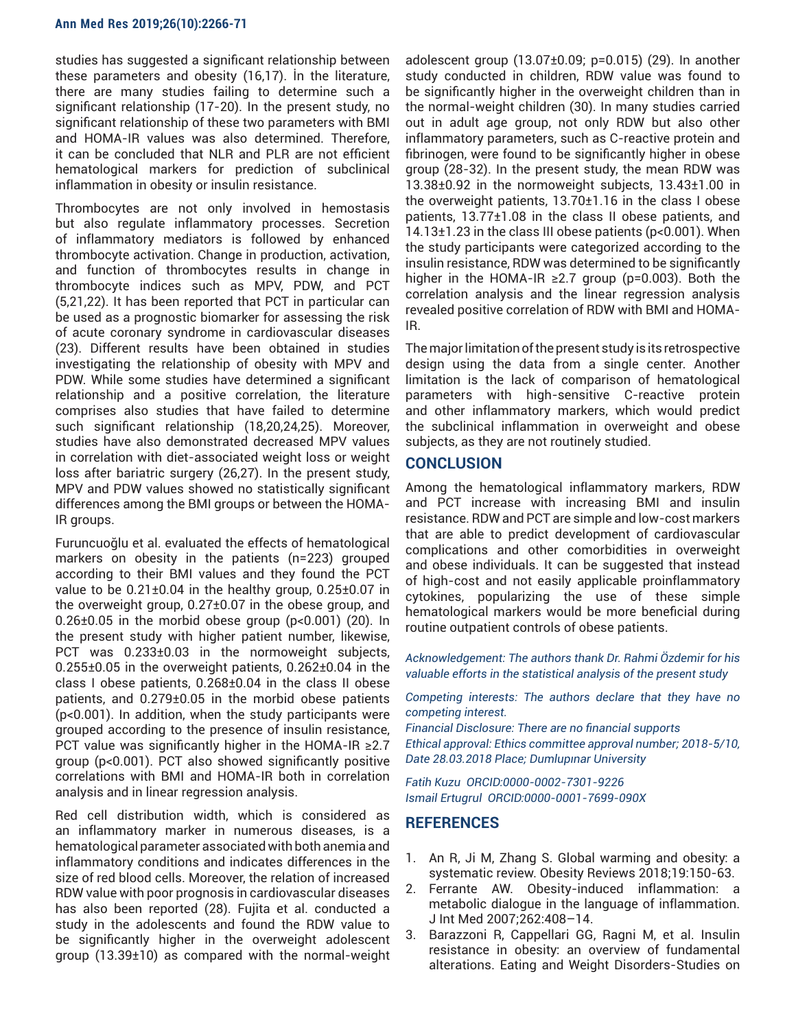studies has suggested a significant relationship between these parameters and obesity (16,17). İn the literature, there are many studies failing to determine such a significant relationship (17-20). In the present study, no significant relationship of these two parameters with BMI and HOMA-IR values was also determined. Therefore, it can be concluded that NLR and PLR are not efficient hematological markers for prediction of subclinical inflammation in obesity or insulin resistance.

Thrombocytes are not only involved in hemostasis but also regulate inflammatory processes. Secretion of inflammatory mediators is followed by enhanced thrombocyte activation. Change in production, activation, and function of thrombocytes results in change in thrombocyte indices such as MPV, PDW, and PCT (5,21,22). It has been reported that PCT in particular can be used as a prognostic biomarker for assessing the risk of acute coronary syndrome in cardiovascular diseases (23). Different results have been obtained in studies investigating the relationship of obesity with MPV and PDW. While some studies have determined a significant relationship and a positive correlation, the literature comprises also studies that have failed to determine such significant relationship (18,20,24,25). Moreover, studies have also demonstrated decreased MPV values in correlation with diet-associated weight loss or weight loss after bariatric surgery (26,27). In the present study, MPV and PDW values showed no statistically significant differences among the BMI groups or between the HOMA-IR groups.

Furuncuoğlu et al. evaluated the effects of hematological markers on obesity in the patients (n=223) grouped according to their BMI values and they found the PCT value to be 0.21±0.04 in the healthy group, 0.25±0.07 in the overweight group, 0.27±0.07 in the obese group, and 0.26±0.05 in the morbid obese group (p<0.001) (20). In the present study with higher patient number, likewise, PCT was 0.233±0.03 in the normoweight subjects, 0.255±0.05 in the overweight patients, 0.262±0.04 in the class I obese patients, 0.268±0.04 in the class II obese patients, and 0.279±0.05 in the morbid obese patients (p<0.001). In addition, when the study participants were grouped according to the presence of insulin resistance, PCT value was significantly higher in the HOMA-IR ≥2.7 group (p<0.001). PCT also showed significantly positive correlations with BMI and HOMA-IR both in correlation analysis and in linear regression analysis.

Red cell distribution width, which is considered as an inflammatory marker in numerous diseases, is a hematological parameter associated with both anemia and inflammatory conditions and indicates differences in the size of red blood cells. Moreover, the relation of increased RDW value with poor prognosis in cardiovascular diseases has also been reported (28). Fujita et al. conducted a study in the adolescents and found the RDW value to be significantly higher in the overweight adolescent group (13.39±10) as compared with the normal-weight adolescent group (13.07±0.09; p=0.015) (29). In another study conducted in children, RDW value was found to be significantly higher in the overweight children than in the normal-weight children (30). In many studies carried out in adult age group, not only RDW but also other inflammatory parameters, such as C-reactive protein and fibrinogen, were found to be significantly higher in obese group (28-32). In the present study, the mean RDW was 13.38±0.92 in the normoweight subjects, 13.43±1.00 in the overweight patients, 13.70±1.16 in the class I obese patients, 13.77±1.08 in the class II obese patients, and 14.13±1.23 in the class III obese patients (p<0.001). When the study participants were categorized according to the insulin resistance, RDW was determined to be significantly higher in the HOMA-IR ≥2.7 group (p=0.003). Both the correlation analysis and the linear regression analysis revealed positive correlation of RDW with BMI and HOMA-IR.

The major limitation of the present study is its retrospective design using the data from a single center. Another limitation is the lack of comparison of hematological parameters with high-sensitive C-reactive protein and other inflammatory markers, which would predict the subclinical inflammation in overweight and obese subjects, as they are not routinely studied.

## CONCLUSION

Among the hematological inflammatory markers, RDW and PCT increase with increasing BMI and insulin resistance. RDW and PCT are simple and low-cost markers that are able to predict development of cardiovascular complications and other comorbidities in overweight and obese individuals. It can be suggested that instead of high-cost and not easily applicable proinflammatory cytokines, popularizing the use of these simple hematological markers would be more beneficial during routine outpatient controls of obese patients.

*Acknowledgement: The authors thank Dr. Rahmi Özdemir for his valuable efforts in the statistical analysis of the present study*

*Competing interests: The authors declare that they have no competing interest.*
*Financial Disclosure: There are no financial supports*
*Ethical approval: Ethics committee approval number; 2018-5/10, Date 28.03.2018 Place; Dumlupınar University*

*Fatih Kuzu ORCID:0000-0002-7301-9226*
*Ismail Ertugrul ORCID:0000-0001-7699-090X*

## REFERENCES

1. An R, Ji M, Zhang S. Global warming and obesity: a systematic review. Obesity Reviews 2018;19:150-63.
2. Ferrante AW. Obesity-induced inflammation: a metabolic dialogue in the language of inflammation. J Int Med 2007;262:408–14.
3. Barazzoni R, Cappellari GG, Ragni M, et al. Insulin resistance in obesity: an overview of fundamental alterations. Eating and Weight Disorders-Studies on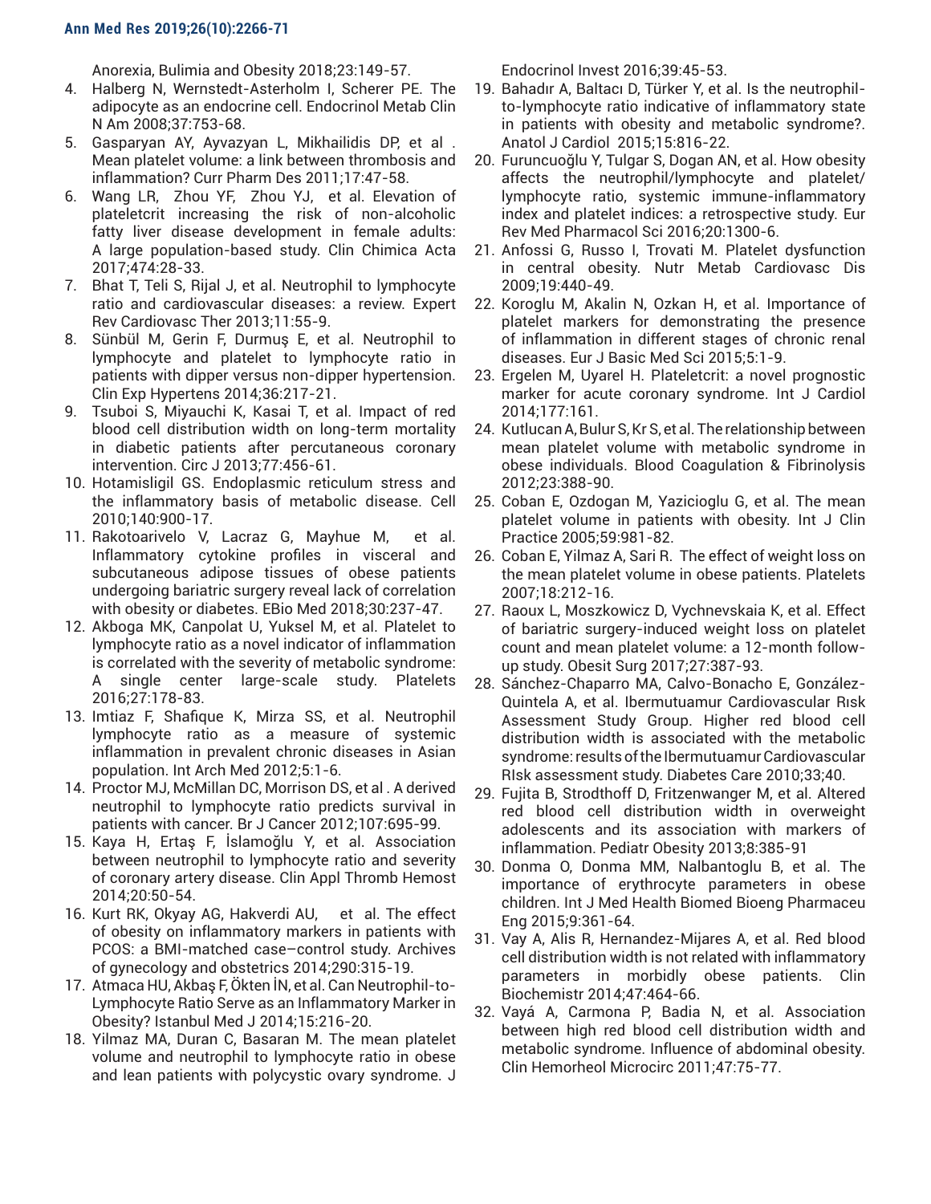Anorexia, Bulimia and Obesity 2018;23:149-57.

4. Halberg N, Wernstedt-Asterholm I, Scherer PE. The adipocyte as an endocrine cell. Endocrinol Metab Clin N Am 2008;37:753-68.
5. Gasparyan AY, Ayvazyan L, Mikhailidis DP, et al . Mean platelet volume: a link between thrombosis and inflammation? Curr Pharm Des 2011;17:47-58.
6. Wang LR, Zhou YF, Zhou YJ, et al. Elevation of plateletcrit increasing the risk of non-alcoholic fatty liver disease development in female adults: A large population-based study. Clin Chimica Acta 2017;474:28-33.
7. Bhat T, Teli S, Rijal J, et al. Neutrophil to lymphocyte ratio and cardiovascular diseases: a review. Expert Rev Cardiovasc Ther 2013;11:55-9.
8. Sünbül M, Gerin F, Durmuş E, et al. Neutrophil to lymphocyte and platelet to lymphocyte ratio in patients with dipper versus non-dipper hypertension. Clin Exp Hypertens 2014;36:217-21.
9. Tsuboi S, Miyauchi K, Kasai T, et al. Impact of red blood cell distribution width on long-term mortality in diabetic patients after percutaneous coronary intervention. Circ J 2013;77:456-61.
10. Hotamisligil GS. Endoplasmic reticulum stress and the inflammatory basis of metabolic disease. Cell 2010;140:900-17.
11. Rakotoarivelo V, Lacraz G, Mayhue M, et al. Inflammatory cytokine profiles in visceral and subcutaneous adipose tissues of obese patients undergoing bariatric surgery reveal lack of correlation with obesity or diabetes. EBio Med 2018;30:237-47.
12. Akboga MK, Canpolat U, Yuksel M, et al. Platelet to lymphocyte ratio as a novel indicator of inflammation is correlated with the severity of metabolic syndrome: A single center large-scale study. Platelets 2016;27:178-83.
13. Imtiaz F, Shafique K, Mirza SS, et al. Neutrophil lymphocyte ratio as a measure of systemic inflammation in prevalent chronic diseases in Asian population. Int Arch Med 2012;5:1-6.
14. Proctor MJ, McMillan DC, Morrison DS, et al . A derived neutrophil to lymphocyte ratio predicts survival in patients with cancer. Br J Cancer 2012;107:695-99.
15. Kaya H, Ertaş F, İslamoğlu Y, et al. Association between neutrophil to lymphocyte ratio and severity of coronary artery disease. Clin Appl Thromb Hemost 2014;20:50-54.
16. Kurt RK, Okyay AG, Hakverdi AU, et al. The effect of obesity on inflammatory markers in patients with PCOS: a BMI-matched case–control study. Archives of gynecology and obstetrics 2014;290:315-19.
17. Atmaca HU, Akbaş F, Ökten İN, et al. Can Neutrophil-to-Lymphocyte Ratio Serve as an Inflammatory Marker in Obesity? Istanbul Med J 2014;15:216-20.
18. Yilmaz MA, Duran C, Basaran M. The mean platelet volume and neutrophil to lymphocyte ratio in obese and lean patients with polycystic ovary syndrome. J Endocrinol Invest 2016;39:45-53.
19. Bahadır A, Baltacı D, Türker Y, et al. Is the neutrophil-to-lymphocyte ratio indicative of inflammatory state in patients with obesity and metabolic syndrome?. Anatol J Cardiol 2015;15:816-22.
20. Furuncuoğlu Y, Tulgar S, Dogan AN, et al. How obesity affects the neutrophil/lymphocyte and platelet/lymphocyte ratio, systemic immune-inflammatory index and platelet indices: a retrospective study. Eur Rev Med Pharmacol Sci 2016;20:1300-6.
21. Anfossi G, Russo I, Trovati M. Platelet dysfunction in central obesity. Nutr Metab Cardiovasc Dis 2009;19:440-49.
22. Koroglu M, Akalin N, Ozkan H, et al. Importance of platelet markers for demonstrating the presence of inflammation in different stages of chronic renal diseases. Eur J Basic Med Sci 2015;5:1-9.
23. Ergelen M, Uyarel H. Plateletcrit: a novel prognostic marker for acute coronary syndrome. Int J Cardiol 2014;177:161.
24. Kutlucan A, Bulur S, Kr S, et al. The relationship between mean platelet volume with metabolic syndrome in obese individuals. Blood Coagulation & Fibrinolysis 2012;23:388-90.
25. Coban E, Ozdogan M, Yazicioglu G, et al. The mean platelet volume in patients with obesity. Int J Clin Practice 2005;59:981-82.
26. Coban E, Yilmaz A, Sari R. The effect of weight loss on the mean platelet volume in obese patients. Platelets 2007;18:212-16.
27. Raoux L, Moszkowicz D, Vychnevskaia K, et al. Effect of bariatric surgery-induced weight loss on platelet count and mean platelet volume: a 12-month follow-up study. Obesit Surg 2017;27:387-93.
28. Sánchez-Chaparro MA, Calvo-Bonacho E, González-Quintela A, et al. Ibermutuamur Cardiovascular Rısk Assessment Study Group. Higher red blood cell distribution width is associated with the metabolic syndrome: results of the Ibermutuamur Cardiovascular RIsk assessment study. Diabetes Care 2010;33;40.
29. Fujita B, Strodthoff D, Fritzenwanger M, et al. Altered red blood cell distribution width in overweight adolescents and its association with markers of inflammation. Pediatr Obesity 2013;8:385-91
30. Donma O, Donma MM, Nalbantoglu B, et al. The importance of erythrocyte parameters in obese children. Int J Med Health Biomed Bioeng Pharmaceu Eng 2015;9:361-64.
31. Vay A, Alis R, Hernandez-Mijares A, et al. Red blood cell distribution width is not related with inflammatory parameters in morbidly obese patients. Clin Biochemistr 2014;47:464-66.
32. Vayá A, Carmona P, Badia N, et al. Association between high red blood cell distribution width and metabolic syndrome. Influence of abdominal obesity. Clin Hemorheol Microcirc 2011;47:75-77.